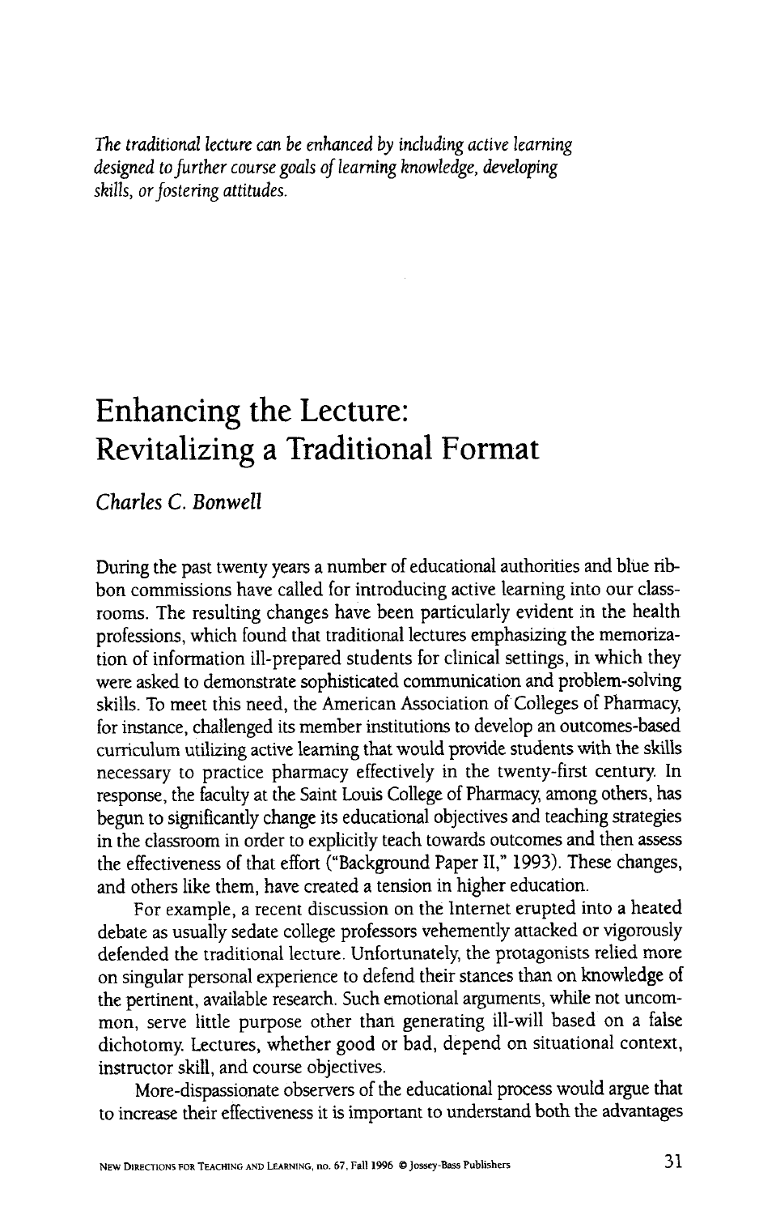*The traditional lecture can be enhanced by including active learning designed to further course goals of learning knowledge, developing skills, or fostering attitudes.*

# Enhancing the Lecture: Revitalizing a Traditional Format

*Charles C. Bonwell*

During the past twenty years a number of educational authorities and blue ribbon commissions have called for introducing active learning into our classrooms. The resulting changes have been particularly evident in the health professions, which found that traditional lectures emphasizing the memorization of information ill-prepared students for clinical settings, in which they were asked to demonstrate sophisticated communication and problem-solving skills. To meet this need, the American Association of Colleges of Pharmacy, for instance, challenged its member institutions to develop an outcomes-based curriculum utilizing active learning that would provide students with the skills necessary to practice pharmacy effectively in the twenty-first century. In response, the faculty at the Saint Louis College of Pharmacy, among others, has begun to significantly change its educational objectives and teaching strategies in the classroom in order to explicitly teach towards outcomes and then assess the effectiveness of that effort ("Background Paper II," 1993). These changes, and others like them, have created a tension in higher education.

For example, a recent discussion on the Internet erupted into a heated debate as usually sedate college professors vehemently attacked or vigorously defended the traditional lecture. Unfortunately, the protagonists relied more on singular personal experience to defend their stances than on knowledge of the pertinent, available research. Such emotional arguments, while not uncommon, serve little purpose other than generating ill-will based on a false dichotomy. Lectures, whether good or bad, depend on situational context, instructor skill, and course objectives.

More-dispassionate observers of the educational process would argue that to increase their effectiveness it is important to understand both the advantages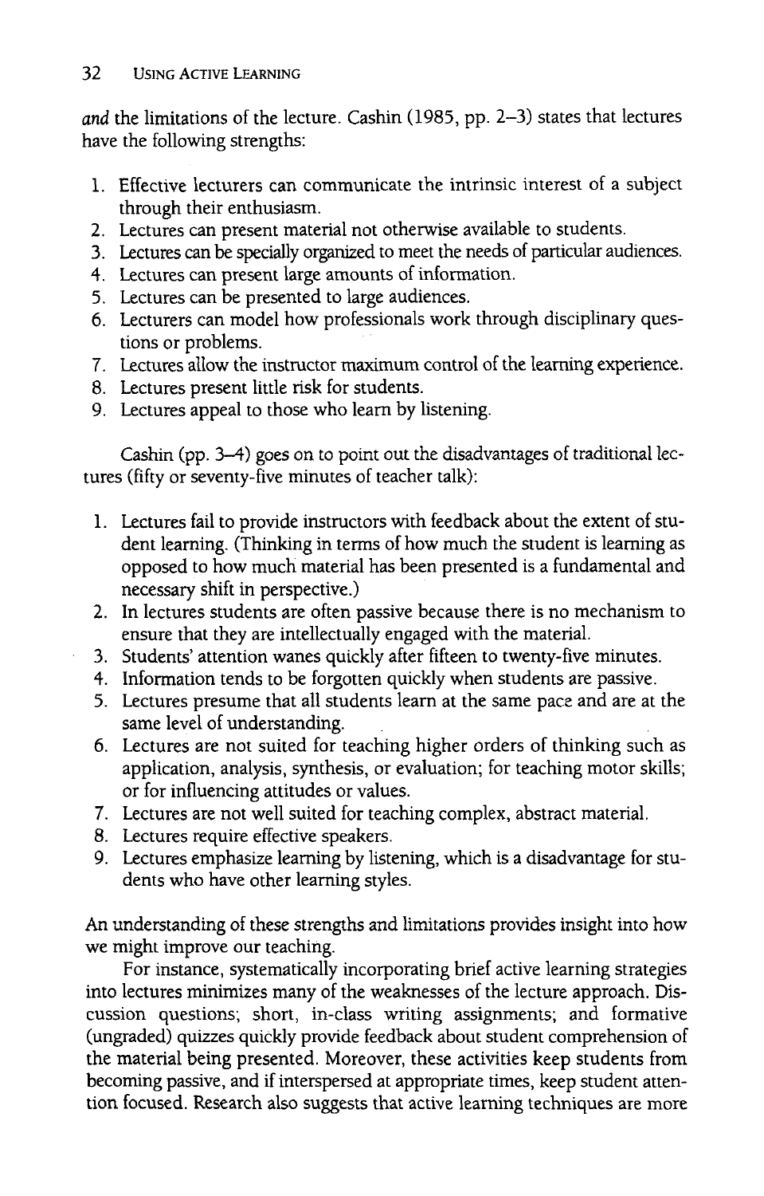*and* the limitations of the lecture. Cashin (1985, pp. 2–3) states that lectures have the following strengths:

1. Effective lecturers can communicate the intrinsic interest of a subject through their enthusiasm.
2. Lectures can present material not otherwise available to students.
3. Lectures can be specially organized to meet the needs of particular audiences.
4. Lectures can present large amounts of information.
5. Lectures can be presented to large audiences.
6. Lecturers can model how professionals work through disciplinary questions or problems.
7. Lectures allow the instructor maximum control of the learning experience.
8. Lectures present little risk for students.
9. Lectures appeal to those who learn by listening.

Cashin (pp. 3–4) goes on to point out the disadvantages of traditional lectures (fifty or seventy-five minutes of teacher talk):

1. Lectures fail to provide instructors with feedback about the extent of student learning. (Thinking in terms of how much the student is learning as opposed to how much material has been presented is a fundamental and necessary shift in perspective.)
2. In lectures students are often passive because there is no mechanism to ensure that they are intellectually engaged with the material.
3. Students' attention wanes quickly after fifteen to twenty-five minutes.
4. Information tends to be forgotten quickly when students are passive.
5. Lectures presume that all students learn at the same pace and are at the same level of understanding.
6. Lectures are not suited for teaching higher orders of thinking such as application, analysis, synthesis, or evaluation; for teaching motor skills; or for influencing attitudes or values.
7. Lectures are not well suited for teaching complex, abstract material.
8. Lectures require effective speakers.
9. Lectures emphasize learning by listening, which is a disadvantage for students who have other learning styles.

An understanding of these strengths and limitations provides insight into how we might improve our teaching.

For instance, systematically incorporating brief active learning strategies into lectures minimizes many of the weaknesses of the lecture approach. Discussion questions; short, in-class writing assignments; and formative (ungraded) quizzes quickly provide feedback about student comprehension of the material being presented. Moreover, these activities keep students from becoming passive, and if interspersed at appropriate times, keep student attention focused. Research also suggests that active learning techniques are more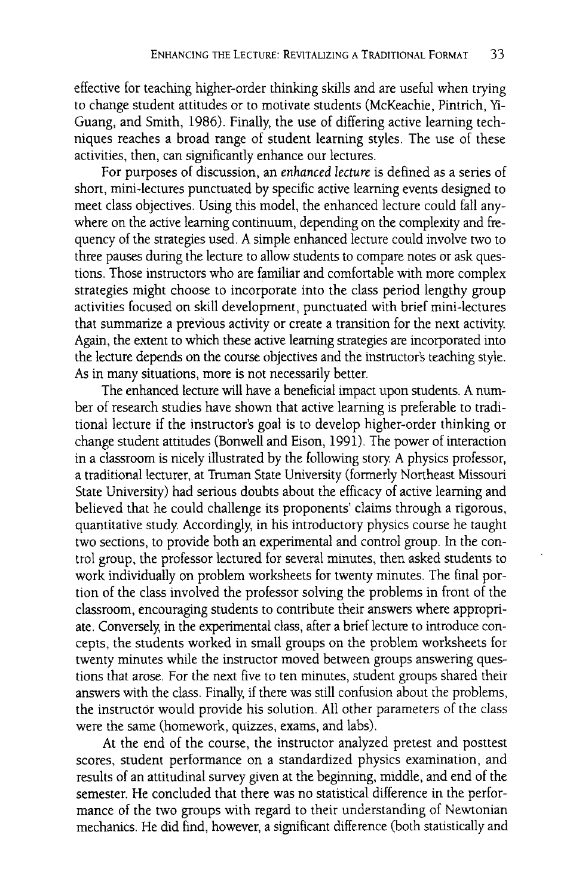effective for teaching higher-order thinking skills and are useful when trying to change student attitudes or to motivate students (McKeachie, Pintrich, Yi-Guang, and Smith, 1986). Finally, the use of differing active learning techniques reaches a broad range of student learning styles. The use of these activities, then, can significantly enhance our lectures.

For purposes of discussion, an *enhanced lecture* is defined as a series of short, mini-lectures punctuated by specific active learning events designed to meet class objectives. Using this model, the enhanced lecture could fall anywhere on the active learning continuum, depending on the complexity and frequency of the strategies used. A simple enhanced lecture could involve two to three pauses during the lecture to allow students to compare notes or ask questions. Those instructors who are familiar and comfortable with more complex strategies might choose to incorporate into the class period lengthy group activities focused on skill development, punctuated with brief mini-lectures that summarize a previous activity or create a transition for the next activity. Again, the extent to which these active learning strategies are incorporated into the lecture depends on the course objectives and the instructor's teaching style. As in many situations, more is not necessarily better.

The enhanced lecture will have a beneficial impact upon students. A number of research studies have shown that active learning is preferable to traditional lecture if the instructor's goal is to develop higher-order thinking or change student attitudes (Bonwell and Eison, 1991). The power of interaction in a classroom is nicely illustrated by the following story. A physics professor, a traditional lecturer, at Truman State University (formerly Northeast Missouri State University) had serious doubts about the efficacy of active learning and believed that he could challenge its proponents' claims through a rigorous, quantitative study. Accordingly, in his introductory physics course he taught two sections, to provide both an experimental and control group. In the control group, the professor lectured for several minutes, then asked students to work individually on problem worksheets for twenty minutes. The final portion of the class involved the professor solving the problems in front of the classroom, encouraging students to contribute their answers where appropriate. Conversely, in the experimental class, after a brief lecture to introduce concepts, the students worked in small groups on the problem worksheets for twenty minutes while the instructor moved between groups answering questions that arose. For the next five to ten minutes, student groups shared their answers with the class. Finally, if there was still confusion about the problems, the instructor would provide his solution. All other parameters of the class were the same (homework, quizzes, exams, and labs).

At the end of the course, the instructor analyzed pretest and posttest scores, student performance on a standardized physics examination, and results of an attitudinal survey given at the beginning, middle, and end of the semester. He concluded that there was no statistical difference in the performance of the two groups with regard to their understanding of Newtonian mechanics. He did find, however, a significant difference (both statistically and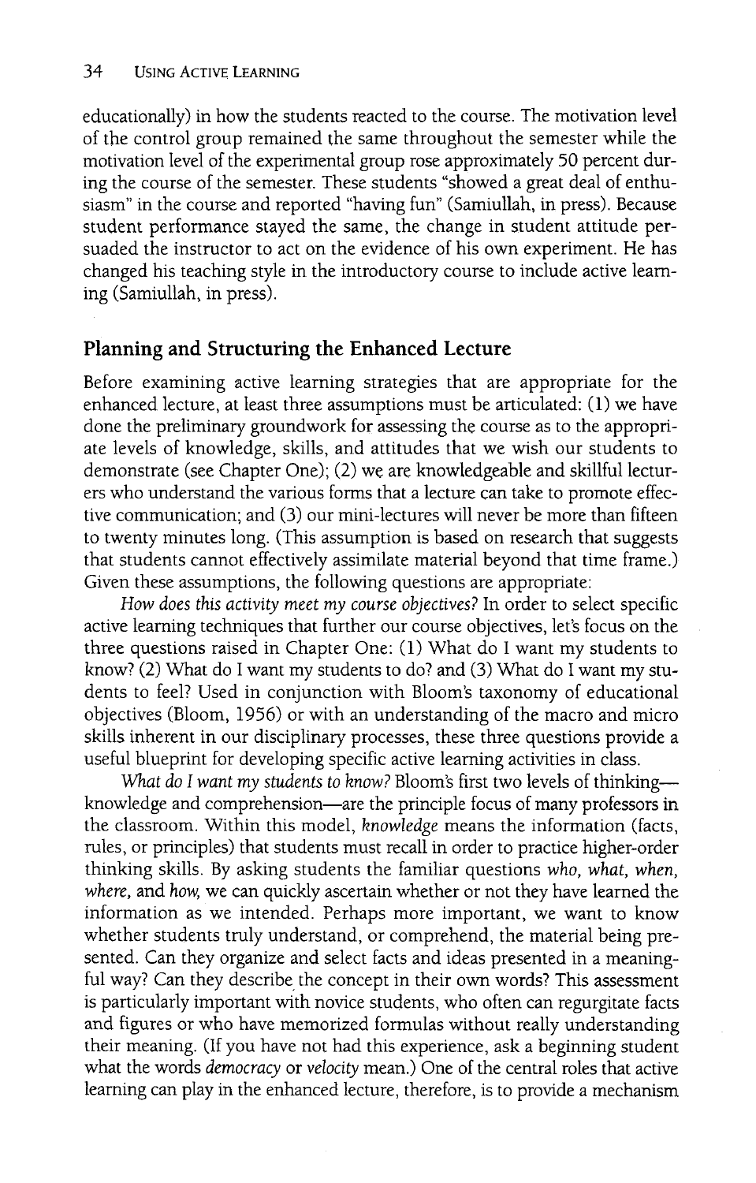educationally) in how the students reacted to the course. The motivation level of the control group remained the same throughout the semester while the motivation level of the experimental group rose approximately 50 percent during the course of the semester. These students "showed a great deal of enthusiasm" in the course and reported "having fun" (Samiullah, in press). Because student performance stayed the same, the change in student attitude persuaded the instructor to act on the evidence of his own experiment. He has changed his teaching style in the introductory course to include active learning (Samiullah, in press).

## Planning and Structuring the Enhanced Lecture

Before examining active learning strategies that are appropriate for the enhanced lecture, at least three assumptions must be articulated: (1) we have done the preliminary groundwork for assessing the course as to the appropriate levels of knowledge, skills, and attitudes that we wish our students to demonstrate (see Chapter One); (2) we are knowledgeable and skillful lecturers who understand the various forms that a lecture can take to promote effective communication; and (3) our mini-lectures will never be more than fifteen to twenty minutes long. (This assumption is based on research that suggests that students cannot effectively assimilate material beyond that time frame.) Given these assumptions, the following questions are appropriate:

*How does this activity meet my course objectives?* In order to select specific active learning techniques that further our course objectives, let's focus on the three questions raised in Chapter One: (1) What do I want my students to know? (2) What do I want my students to do? and (3) What do I want my students to feel? Used in conjunction with Bloom's taxonomy of educational objectives (Bloom, 1956) or with an understanding of the macro and micro skills inherent in our disciplinary processes, these three questions provide a useful blueprint for developing specific active learning activities in class.

*What do I want my students to know?* Bloom's first two levels of thinking—knowledge and comprehension—are the principle focus of many professors in the classroom. Within this model, *knowledge* means the information (facts, rules, or principles) that students must recall in order to practice higher-order thinking skills. By asking students the familiar questions *who, what, when, where,* and *how,* we can quickly ascertain whether or not they have learned the information as we intended. Perhaps more important, we want to know whether students truly understand, or comprehend, the material being presented. Can they organize and select facts and ideas presented in a meaningful way? Can they describe the concept in their own words? This assessment is particularly important with novice students, who often can regurgitate facts and figures or who have memorized formulas without really understanding their meaning. (If you have not had this experience, ask a beginning student what the words *democracy* or *velocity* mean.) One of the central roles that active learning can play in the enhanced lecture, therefore, is to provide a mechanism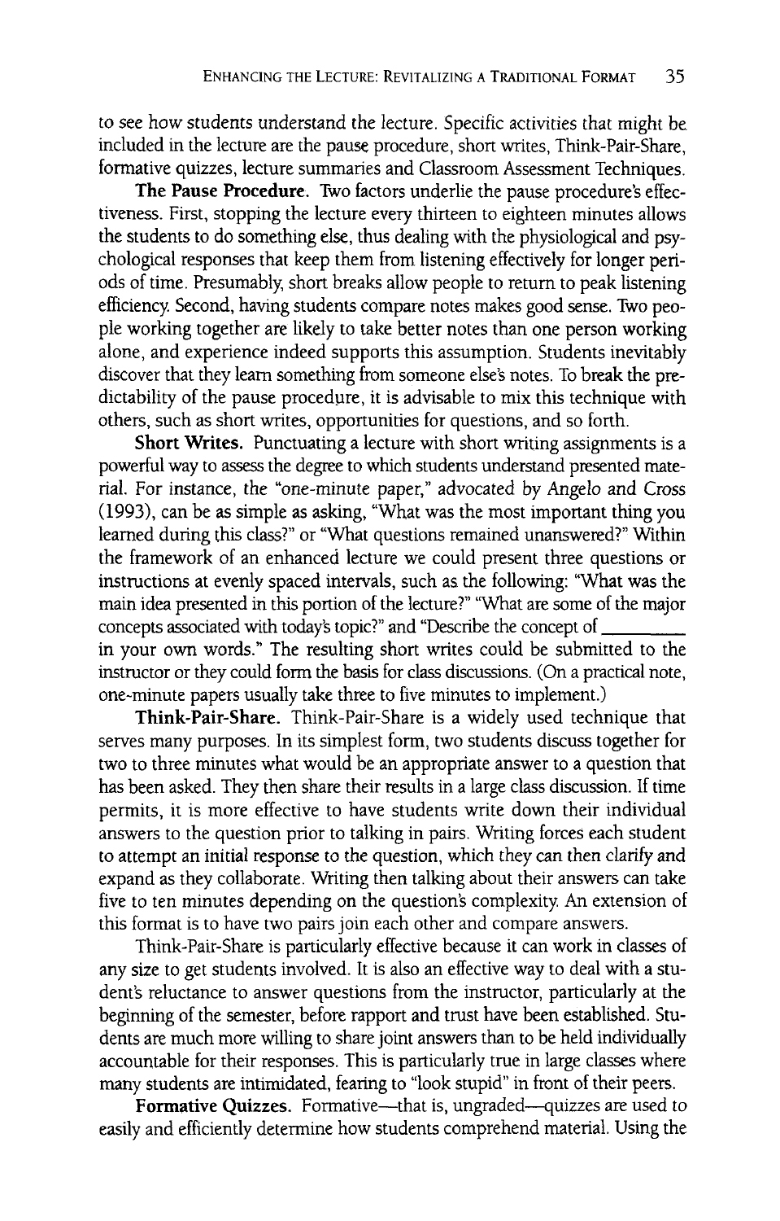to see how students understand the lecture. Specific activities that might be included in the lecture are the pause procedure, short writes, Think-Pair-Share, formative quizzes, lecture summaries and Classroom Assessment Techniques.

**The Pause Procedure.** Two factors underlie the pause procedure's effectiveness. First, stopping the lecture every thirteen to eighteen minutes allows the students to do something else, thus dealing with the physiological and psychological responses that keep them from listening effectively for longer periods of time. Presumably, short breaks allow people to return to peak listening efficiency. Second, having students compare notes makes good sense. Two people working together are likely to take better notes than one person working alone, and experience indeed supports this assumption. Students inevitably discover that they learn something from someone else's notes. To break the predictability of the pause procedure, it is advisable to mix this technique with others, such as short writes, opportunities for questions, and so forth.

**Short Writes.** Punctuating a lecture with short writing assignments is a powerful way to assess the degree to which students understand presented material. For instance, the "one-minute paper," advocated by Angelo and Cross (1993), can be as simple as asking, "What was the most important thing you learned during this class?" or "What questions remained unanswered?" Within the framework of an enhanced lecture we could present three questions or instructions at evenly spaced intervals, such as the following: "What was the main idea presented in this portion of the lecture?" "What are some of the major concepts associated with today's topic?" and "Describe the concept of _________ in your own words." The resulting short writes could be submitted to the instructor or they could form the basis for class discussions. (On a practical note, one-minute papers usually take three to five minutes to implement.)

**Think-Pair-Share.** Think-Pair-Share is a widely used technique that serves many purposes. In its simplest form, two students discuss together for two to three minutes what would be an appropriate answer to a question that has been asked. They then share their results in a large class discussion. If time permits, it is more effective to have students write down their individual answers to the question prior to talking in pairs. Writing forces each student to attempt an initial response to the question, which they can then clarify and expand as they collaborate. Writing then talking about their answers can take five to ten minutes depending on the question's complexity. An extension of this format is to have two pairs join each other and compare answers.

Think-Pair-Share is particularly effective because it can work in classes of any size to get students involved. It is also an effective way to deal with a student's reluctance to answer questions from the instructor, particularly at the beginning of the semester, before rapport and trust have been established. Students are much more willing to share joint answers than to be held individually accountable for their responses. This is particularly true in large classes where many students are intimidated, fearing to "look stupid" in front of their peers.

**Formative Quizzes.** Formative—that is, ungraded—quizzes are used to easily and efficiently determine how students comprehend material. Using the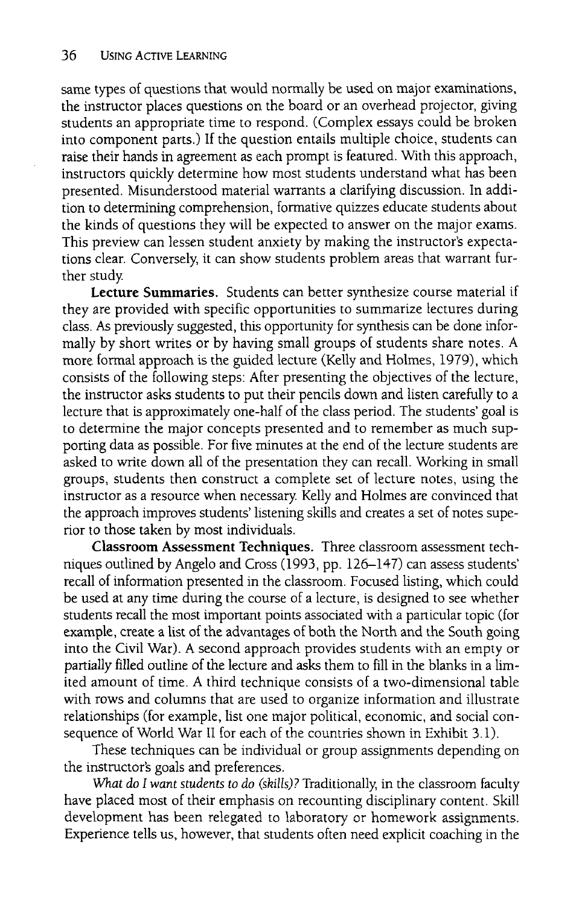same types of questions that would normally be used on major examinations, the instructor places questions on the board or an overhead projector, giving students an appropriate time to respond. (Complex essays could be broken into component parts.) If the question entails multiple choice, students can raise their hands in agreement as each prompt is featured. With this approach, instructors quickly determine how most students understand what has been presented. Misunderstood material warrants a clarifying discussion. In addition to determining comprehension, formative quizzes educate students about the kinds of questions they will be expected to answer on the major exams. This preview can lessen student anxiety by making the instructor's expectations clear. Conversely, it can show students problem areas that warrant further study.

**Lecture Summaries.** Students can better synthesize course material if they are provided with specific opportunities to summarize lectures during class. As previously suggested, this opportunity for synthesis can be done informally by short writes or by having small groups of students share notes. A more formal approach is the guided lecture (Kelly and Holmes, 1979), which consists of the following steps: After presenting the objectives of the lecture, the instructor asks students to put their pencils down and listen carefully to a lecture that is approximately one-half of the class period. The students' goal is to determine the major concepts presented and to remember as much supporting data as possible. For five minutes at the end of the lecture students are asked to write down all of the presentation they can recall. Working in small groups, students then construct a complete set of lecture notes, using the instructor as a resource when necessary. Kelly and Holmes are convinced that the approach improves students' listening skills and creates a set of notes superior to those taken by most individuals.

**Classroom Assessment Techniques.** Three classroom assessment techniques outlined by Angelo and Cross (1993, pp. 126–147) can assess students' recall of information presented in the classroom. Focused listing, which could be used at any time during the course of a lecture, is designed to see whether students recall the most important points associated with a particular topic (for example, create a list of the advantages of both the North and the South going into the Civil War). A second approach provides students with an empty or partially filled outline of the lecture and asks them to fill in the blanks in a limited amount of time. A third technique consists of a two-dimensional table with rows and columns that are used to organize information and illustrate relationships (for example, list one major political, economic, and social consequence of World War II for each of the countries shown in Exhibit 3.1).

These techniques can be individual or group assignments depending on the instructor's goals and preferences.

*What do I want students to do (skills)?* Traditionally, in the classroom faculty have placed most of their emphasis on recounting disciplinary content. Skill development has been relegated to laboratory or homework assignments. Experience tells us, however, that students often need explicit coaching in the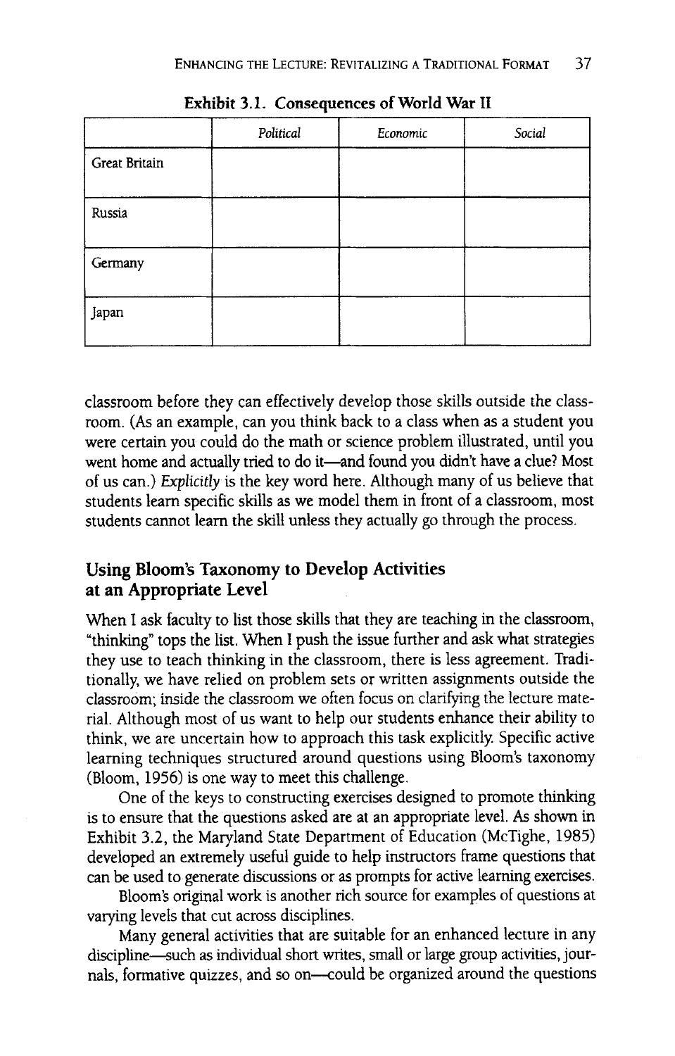**Exhibit 3.1. Consequences of World War II**

| | *Political* | *Economic* | *Social* |
|---|---|---|---|
| Great Britain | | | |
| Russia | | | |
| Germany | | | |
| Japan | | | |

classroom before they can effectively develop those skills outside the classroom. (As an example, can you think back to a class when as a student you were certain you could do the math or science problem illustrated, until you went home and actually tried to do it—and found you didn't have a clue? Most of us can.) *Explicitly* is the key word here. Although many of us believe that students learn specific skills as we model them in front of a classroom, most students cannot learn the skill unless they actually go through the process.

## Using Bloom's Taxonomy to Develop Activities at an Appropriate Level

When I ask faculty to list those skills that they are teaching in the classroom, "thinking" tops the list. When I push the issue further and ask what strategies they use to teach thinking in the classroom, there is less agreement. Traditionally, we have relied on problem sets or written assignments outside the classroom; inside the classroom we often focus on clarifying the lecture material. Although most of us want to help our students enhance their ability to think, we are uncertain how to approach this task explicitly. Specific active learning techniques structured around questions using Bloom's taxonomy (Bloom, 1956) is one way to meet this challenge.

One of the keys to constructing exercises designed to promote thinking is to ensure that the questions asked are at an appropriate level. As shown in Exhibit 3.2, the Maryland State Department of Education (McTighe, 1985) developed an extremely useful guide to help instructors frame questions that can be used to generate discussions or as prompts for active learning exercises.

Bloom's original work is another rich source for examples of questions at varying levels that cut across disciplines.

Many general activities that are suitable for an enhanced lecture in any discipline—such as individual short writes, small or large group activities, journals, formative quizzes, and so on—could be organized around the questions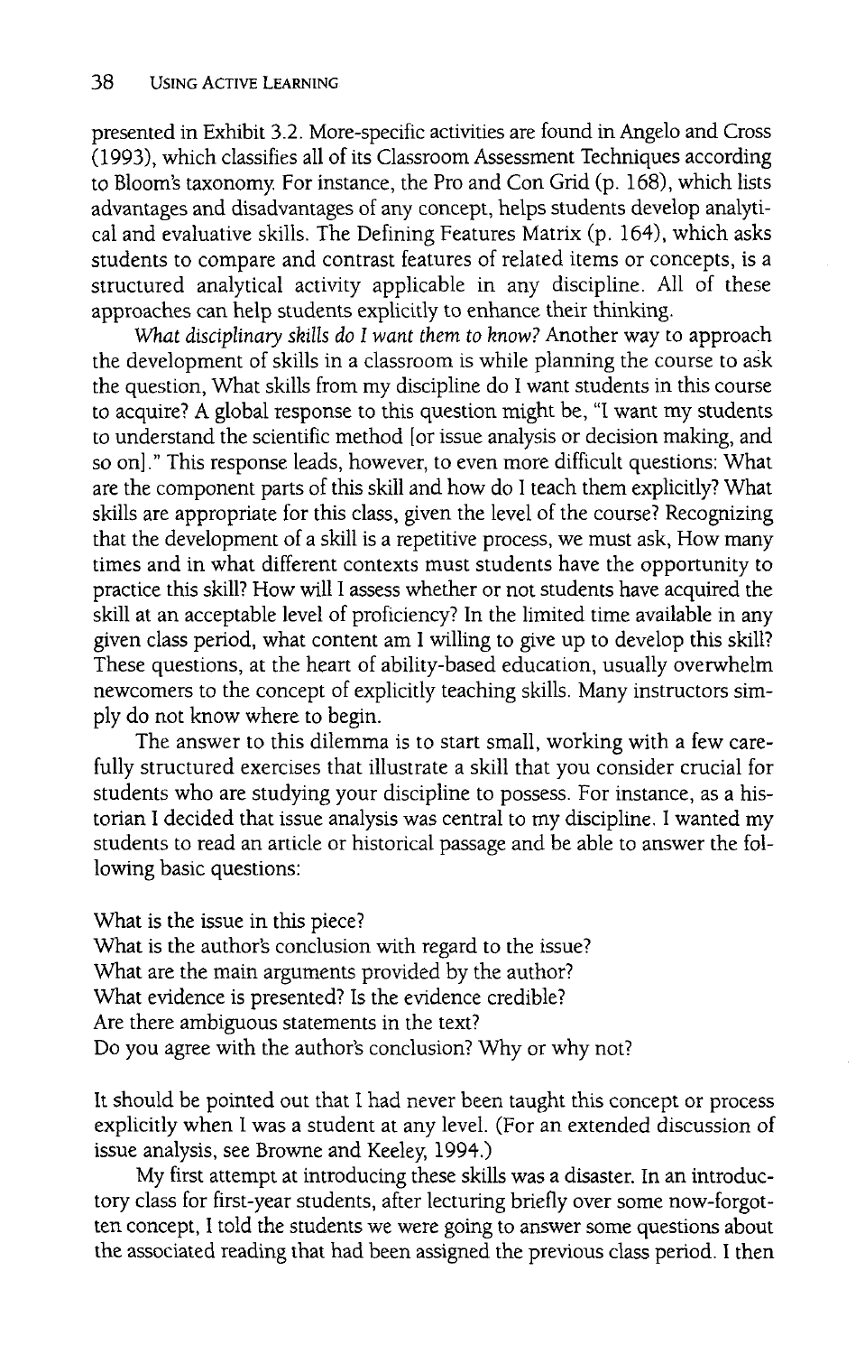presented in Exhibit 3.2. More-specific activities are found in Angelo and Cross (1993), which classifies all of its Classroom Assessment Techniques according to Bloom's taxonomy. For instance, the Pro and Con Grid (p. 168), which lists advantages and disadvantages of any concept, helps students develop analytical and evaluative skills. The Defining Features Matrix (p. 164), which asks students to compare and contrast features of related items or concepts, is a structured analytical activity applicable in any discipline. All of these approaches can help students explicitly to enhance their thinking.

*What disciplinary skills do I want them to know?* Another way to approach the development of skills in a classroom is while planning the course to ask the question, What skills from my discipline do I want students in this course to acquire? A global response to this question might be, "I want my students to understand the scientific method [or issue analysis or decision making, and so on]." This response leads, however, to even more difficult questions: What are the component parts of this skill and how do I teach them explicitly? What skills are appropriate for this class, given the level of the course? Recognizing that the development of a skill is a repetitive process, we must ask, How many times and in what different contexts must students have the opportunity to practice this skill? How will I assess whether or not students have acquired the skill at an acceptable level of proficiency? In the limited time available in any given class period, what content am I willing to give up to develop this skill? These questions, at the heart of ability-based education, usually overwhelm newcomers to the concept of explicitly teaching skills. Many instructors simply do not know where to begin.

The answer to this dilemma is to start small, working with a few carefully structured exercises that illustrate a skill that you consider crucial for students who are studying your discipline to possess. For instance, as a historian I decided that issue analysis was central to my discipline. I wanted my students to read an article or historical passage and be able to answer the following basic questions:

What is the issue in this piece?
What is the author's conclusion with regard to the issue?
What are the main arguments provided by the author?
What evidence is presented? Is the evidence credible?
Are there ambiguous statements in the text?
Do you agree with the author's conclusion? Why or why not?

It should be pointed out that I had never been taught this concept or process explicitly when I was a student at any level. (For an extended discussion of issue analysis, see Browne and Keeley, 1994.)

My first attempt at introducing these skills was a disaster. In an introductory class for first-year students, after lecturing briefly over some now-forgotten concept, I told the students we were going to answer some questions about the associated reading that had been assigned the previous class period. I then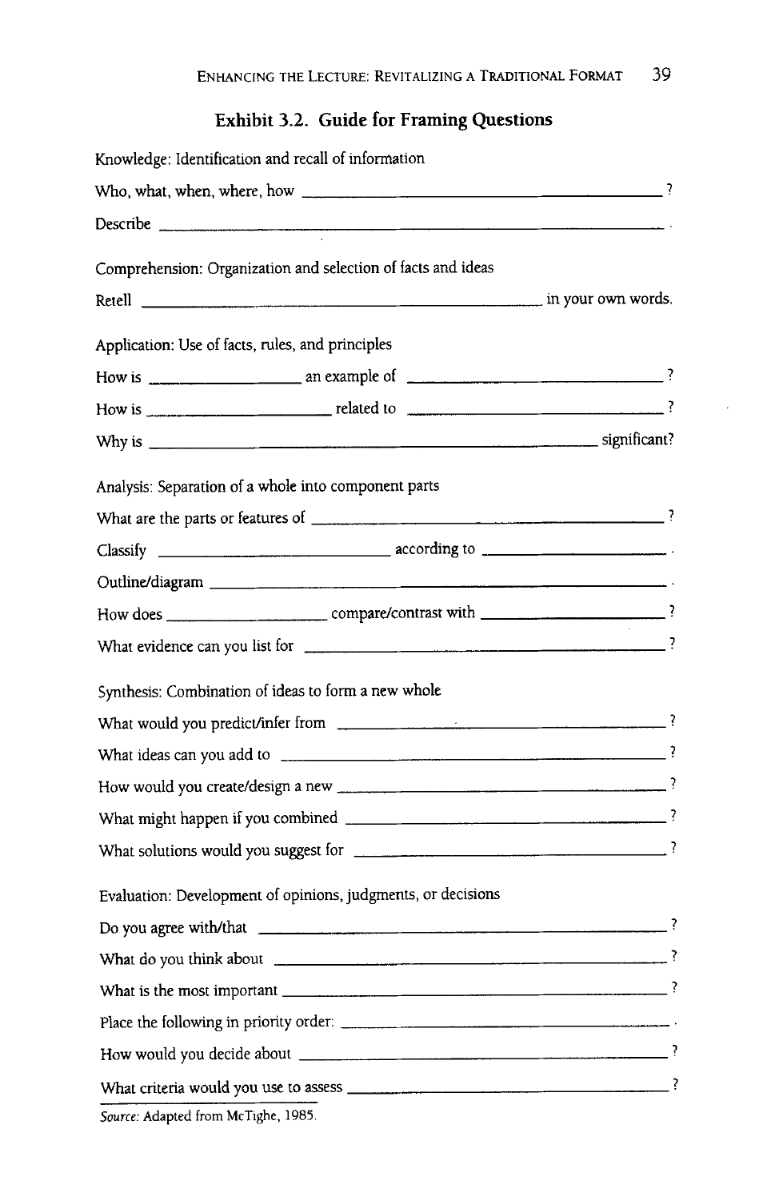## Exhibit 3.2. Guide for Framing Questions

Knowledge: Identification and recall of information

Who, what, when, where, how ________________________________________?

Describe ________________________________________.

Comprehension: Organization and selection of facts and ideas

Retell ________________________________________ in your own words.

Application: Use of facts, rules, and principles

How is ________________ an example of ________________________?

How is ____________________ related to ________________________?

Why is ________________________________________ significant?

Analysis: Separation of a whole into component parts

What are the parts or features of ________________________________?

Classify ________________________ according to ____________________.

Outline/diagram ________________________________________.

How does ________________ compare/contrast with ____________________?

What evidence can you list for ________________________________?

Synthesis: Combination of ideas to form a new whole

What would you predict/infer from ________________________________?

What ideas can you add to ________________________________?

How would you create/design a new ________________________________?

What might happen if you combined ________________________________?

What solutions would you suggest for ________________________________?

Evaluation: Development of opinions, judgments, or decisions

Do you agree with/that ________________________________________?

What do you think about ________________________________________?

What is the most important ________________________________________?

Place the following in priority order: ________________________________.

How would you decide about ________________________________________?

What criteria would you use to assess ________________________________?

*Source:* Adapted from McTighe, 1985.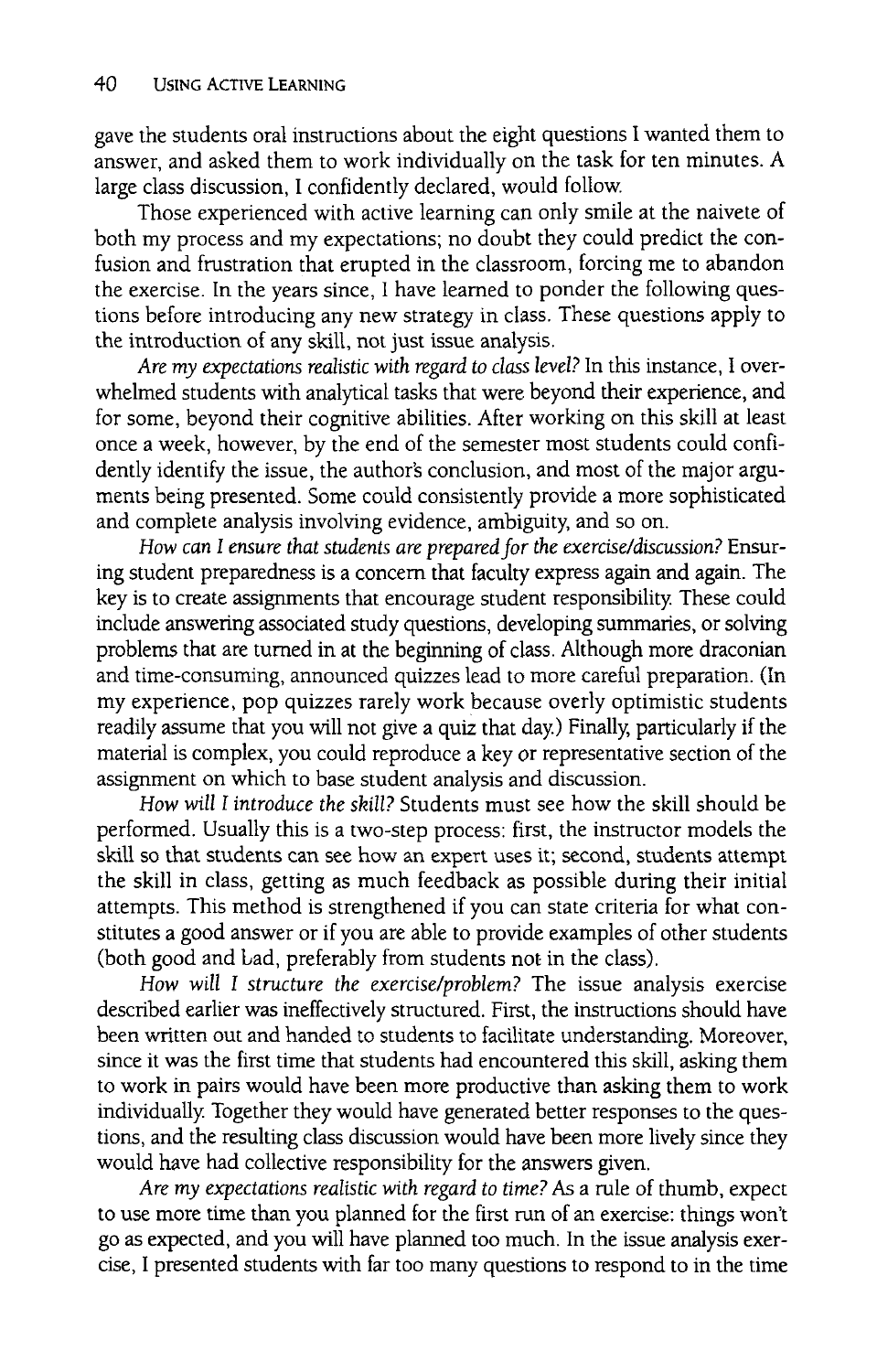gave the students oral instructions about the eight questions I wanted them to answer, and asked them to work individually on the task for ten minutes. A large class discussion, I confidently declared, would follow.

Those experienced with active learning can only smile at the naivete of both my process and my expectations; no doubt they could predict the confusion and frustration that erupted in the classroom, forcing me to abandon the exercise. In the years since, I have learned to ponder the following questions before introducing any new strategy in class. These questions apply to the introduction of any skill, not just issue analysis.

*Are my expectations realistic with regard to class level?* In this instance, I overwhelmed students with analytical tasks that were beyond their experience, and for some, beyond their cognitive abilities. After working on this skill at least once a week, however, by the end of the semester most students could confidently identify the issue, the author's conclusion, and most of the major arguments being presented. Some could consistently provide a more sophisticated and complete analysis involving evidence, ambiguity, and so on.

*How can I ensure that students are prepared for the exercise/discussion?* Ensuring student preparedness is a concern that faculty express again and again. The key is to create assignments that encourage student responsibility. These could include answering associated study questions, developing summaries, or solving problems that are turned in at the beginning of class. Although more draconian and time-consuming, announced quizzes lead to more careful preparation. (In my experience, pop quizzes rarely work because overly optimistic students readily assume that you will not give a quiz that day.) Finally, particularly if the material is complex, you could reproduce a key or representative section of the assignment on which to base student analysis and discussion.

*How will I introduce the skill?* Students must see how the skill should be performed. Usually this is a two-step process: first, the instructor models the skill so that students can see how an expert uses it; second, students attempt the skill in class, getting as much feedback as possible during their initial attempts. This method is strengthened if you can state criteria for what constitutes a good answer or if you are able to provide examples of other students (both good and bad, preferably from students not in the class).

*How will I structure the exercise/problem?* The issue analysis exercise described earlier was ineffectively structured. First, the instructions should have been written out and handed to students to facilitate understanding. Moreover, since it was the first time that students had encountered this skill, asking them to work in pairs would have been more productive than asking them to work individually. Together they would have generated better responses to the questions, and the resulting class discussion would have been more lively since they would have had collective responsibility for the answers given.

*Are my expectations realistic with regard to time?* As a rule of thumb, expect to use more time than you planned for the first run of an exercise: things won't go as expected, and you will have planned too much. In the issue analysis exercise, I presented students with far too many questions to respond to in the time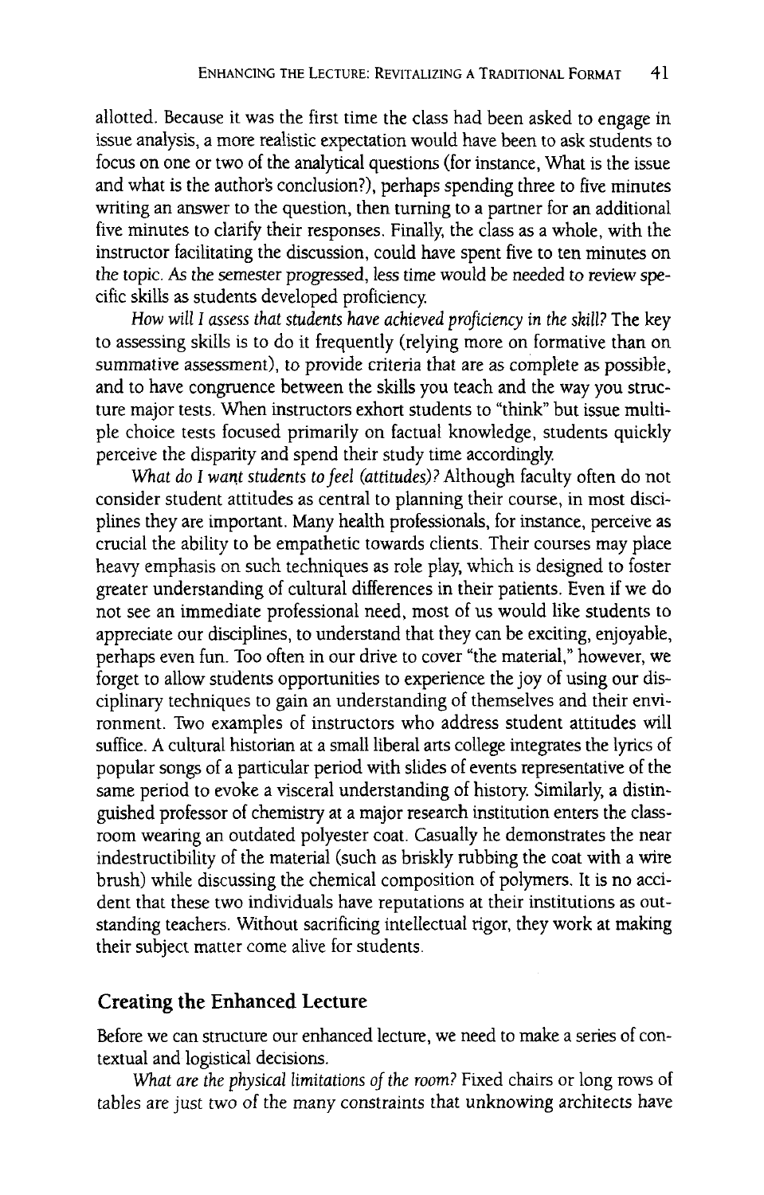allotted. Because it was the first time the class had been asked to engage in issue analysis, a more realistic expectation would have been to ask students to focus on one or two of the analytical questions (for instance, What is the issue and what is the author's conclusion?), perhaps spending three to five minutes writing an answer to the question, then turning to a partner for an additional five minutes to clarify their responses. Finally, the class as a whole, with the instructor facilitating the discussion, could have spent five to ten minutes on the topic. As the semester progressed, less time would be needed to review specific skills as students developed proficiency.

*How will I assess that students have achieved proficiency in the skill?* The key to assessing skills is to do it frequently (relying more on formative than on summative assessment), to provide criteria that are as complete as possible, and to have congruence between the skills you teach and the way you structure major tests. When instructors exhort students to "think" but issue multiple choice tests focused primarily on factual knowledge, students quickly perceive the disparity and spend their study time accordingly.

*What do I want students to feel (attitudes)?* Although faculty often do not consider student attitudes as central to planning their course, in most disciplines they are important. Many health professionals, for instance, perceive as crucial the ability to be empathetic towards clients. Their courses may place heavy emphasis on such techniques as role play, which is designed to foster greater understanding of cultural differences in their patients. Even if we do not see an immediate professional need, most of us would like students to appreciate our disciplines, to understand that they can be exciting, enjoyable, perhaps even fun. Too often in our drive to cover "the material," however, we forget to allow students opportunities to experience the joy of using our disciplinary techniques to gain an understanding of themselves and their environment. Two examples of instructors who address student attitudes will suffice. A cultural historian at a small liberal arts college integrates the lyrics of popular songs of a particular period with slides of events representative of the same period to evoke a visceral understanding of history. Similarly, a distinguished professor of chemistry at a major research institution enters the classroom wearing an outdated polyester coat. Casually he demonstrates the near indestructibility of the material (such as briskly rubbing the coat with a wire brush) while discussing the chemical composition of polymers. It is no accident that these two individuals have reputations at their institutions as outstanding teachers. Without sacrificing intellectual rigor, they work at making their subject matter come alive for students.

## Creating the Enhanced Lecture

Before we can structure our enhanced lecture, we need to make a series of contextual and logistical decisions.

*What are the physical limitations of the room?* Fixed chairs or long rows of tables are just two of the many constraints that unknowing architects have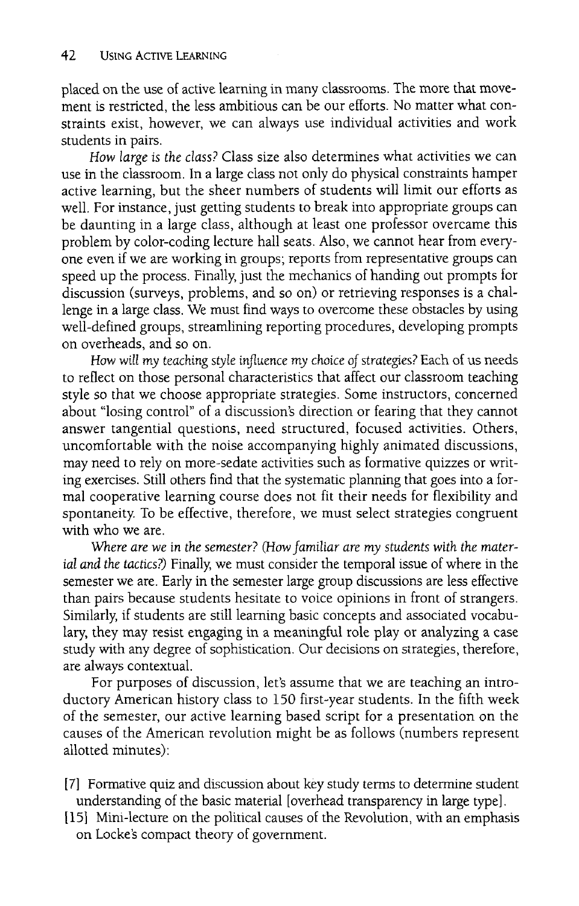placed on the use of active learning in many classrooms. The more that movement is restricted, the less ambitious can be our efforts. No matter what constraints exist, however, we can always use individual activities and work students in pairs.

*How large is the class?* Class size also determines what activities we can use in the classroom. In a large class not only do physical constraints hamper active learning, but the sheer numbers of students will limit our efforts as well. For instance, just getting students to break into appropriate groups can be daunting in a large class, although at least one professor overcame this problem by color-coding lecture hall seats. Also, we cannot hear from everyone even if we are working in groups; reports from representative groups can speed up the process. Finally, just the mechanics of handing out prompts for discussion (surveys, problems, and so on) or retrieving responses is a challenge in a large class. We must find ways to overcome these obstacles by using well-defined groups, streamlining reporting procedures, developing prompts on overheads, and so on.

*How will my teaching style influence my choice of strategies?* Each of us needs to reflect on those personal characteristics that affect our classroom teaching style so that we choose appropriate strategies. Some instructors, concerned about "losing control" of a discussion's direction or fearing that they cannot answer tangential questions, need structured, focused activities. Others, uncomfortable with the noise accompanying highly animated discussions, may need to rely on more-sedate activities such as formative quizzes or writing exercises. Still others find that the systematic planning that goes into a formal cooperative learning course does not fit their needs for flexibility and spontaneity. To be effective, therefore, we must select strategies congruent with who we are.

*Where are we in the semester? (How familiar are my students with the material and the tactics?)* Finally, we must consider the temporal issue of where in the semester we are. Early in the semester large group discussions are less effective than pairs because students hesitate to voice opinions in front of strangers. Similarly, if students are still learning basic concepts and associated vocabulary, they may resist engaging in a meaningful role play or analyzing a case study with any degree of sophistication. Our decisions on strategies, therefore, are always contextual.

For purposes of discussion, let's assume that we are teaching an introductory American history class to 150 first-year students. In the fifth week of the semester, our active learning based script for a presentation on the causes of the American revolution might be as follows (numbers represent allotted minutes):

[7] Formative quiz and discussion about key study terms to determine student understanding of the basic material [overhead transparency in large type].

[15] Mini-lecture on the political causes of the Revolution, with an emphasis on Locke's compact theory of government.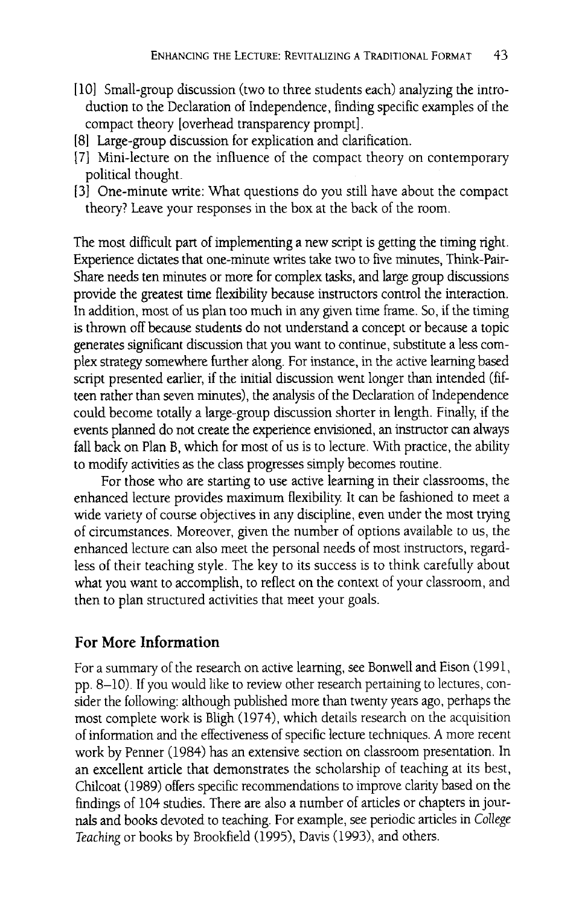[10] Small-group discussion (two to three students each) analyzing the introduction to the Declaration of Independence, finding specific examples of the compact theory [overhead transparency prompt].

[8] Large-group discussion for explication and clarification.

[7] Mini-lecture on the influence of the compact theory on contemporary political thought.

[3] One-minute write: What questions do you still have about the compact theory? Leave your responses in the box at the back of the room.

The most difficult part of implementing a new script is getting the timing right. Experience dictates that one-minute writes take two to five minutes, Think-Pair-Share needs ten minutes or more for complex tasks, and large group discussions provide the greatest time flexibility because instructors control the interaction. In addition, most of us plan too much in any given time frame. So, if the timing is thrown off because students do not understand a concept or because a topic generates significant discussion that you want to continue, substitute a less complex strategy somewhere further along. For instance, in the active learning based script presented earlier, if the initial discussion went longer than intended (fifteen rather than seven minutes), the analysis of the Declaration of Independence could become totally a large-group discussion shorter in length. Finally, if the events planned do not create the experience envisioned, an instructor can always fall back on Plan B, which for most of us is to lecture. With practice, the ability to modify activities as the class progresses simply becomes routine.

For those who are starting to use active learning in their classrooms, the enhanced lecture provides maximum flexibility. It can be fashioned to meet a wide variety of course objectives in any discipline, even under the most trying of circumstances. Moreover, given the number of options available to us, the enhanced lecture can also meet the personal needs of most instructors, regardless of their teaching style. The key to its success is to think carefully about what you want to accomplish, to reflect on the context of your classroom, and then to plan structured activities that meet your goals.

## For More Information

For a summary of the research on active learning, see Bonwell and Eison (1991, pp. 8–10). If you would like to review other research pertaining to lectures, consider the following: although published more than twenty years ago, perhaps the most complete work is Bligh (1974), which details research on the acquisition of information and the effectiveness of specific lecture techniques. A more recent work by Penner (1984) has an extensive section on classroom presentation. In an excellent article that demonstrates the scholarship of teaching at its best, Chilcoat (1989) offers specific recommendations to improve clarity based on the findings of 104 studies. There are also a number of articles or chapters in journals and books devoted to teaching. For example, see periodic articles in *College Teaching* or books by Brookfield (1995), Davis (1993), and others.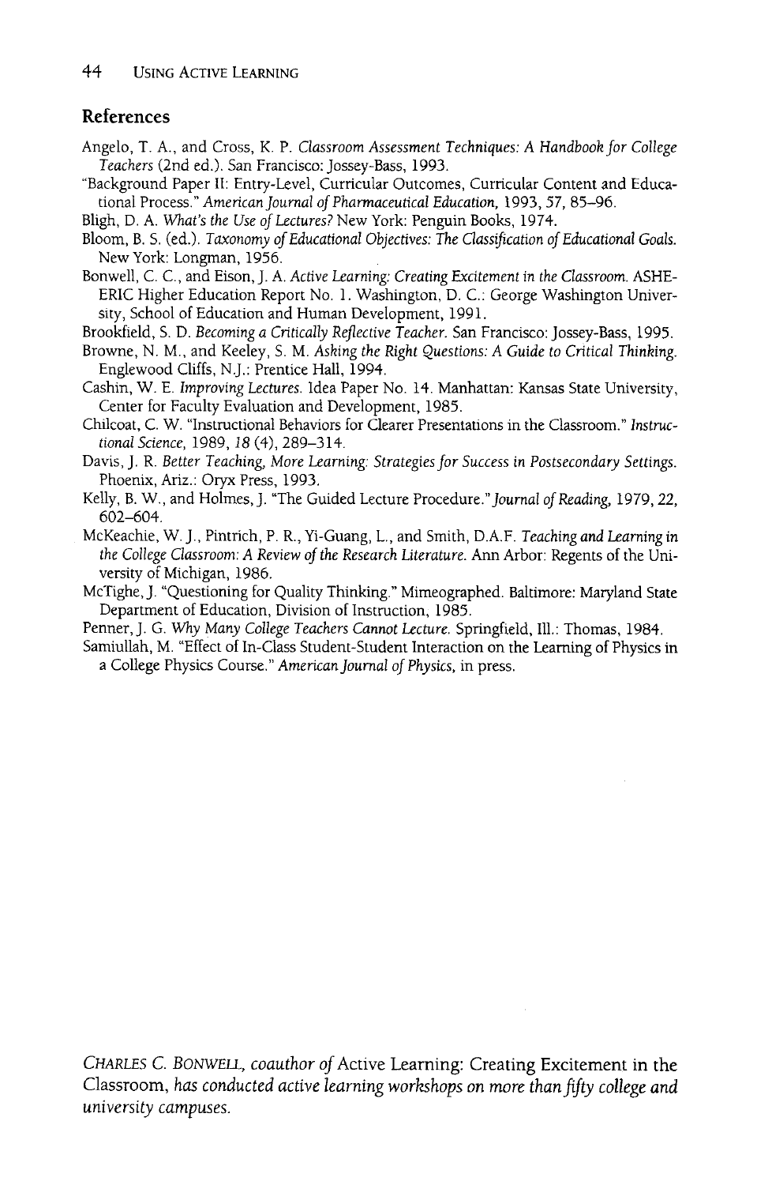## References

Angelo, T. A., and Cross, K. P. *Classroom Assessment Techniques: A Handbook for College Teachers* (2nd ed.). San Francisco: Jossey-Bass, 1993.

"Background Paper II: Entry-Level, Curricular Outcomes, Curricular Content and Educational Process." *American Journal of Pharmaceutical Education,* 1993, *57,* 85–96.

Bligh, D. A. *What's the Use of Lectures?* New York: Penguin Books, 1974.

Bloom, B. S. (ed.). *Taxonomy of Educational Objectives: The Classification of Educational Goals.* New York: Longman, 1956.

Bonwell, C. C., and Eison, J. A. *Active Learning: Creating Excitement in the Classroom.* ASHE-ERIC Higher Education Report No. 1. Washington, D. C.: George Washington University, School of Education and Human Development, 1991.

Brookfield, S. D. *Becoming a Critically Reflective Teacher.* San Francisco: Jossey-Bass, 1995.

Browne, N. M., and Keeley, S. M. *Asking the Right Questions: A Guide to Critical Thinking.* Englewood Cliffs, N.J.: Prentice Hall, 1994.

Cashin, W. E. *Improving Lectures.* Idea Paper No. 14. Manhattan: Kansas State University, Center for Faculty Evaluation and Development, 1985.

Chilcoat, C. W. "Instructional Behaviors for Clearer Presentations in the Classroom." *Instructional Science,* 1989, *18* (4), 289–314.

Davis, J. R. *Better Teaching, More Learning: Strategies for Success in Postsecondary Settings.* Phoenix, Ariz.: Oryx Press, 1993.

Kelly, B. W., and Holmes, J. "The Guided Lecture Procedure." *Journal of Reading,* 1979, *22,* 602–604.

McKeachie, W. J., Pintrich, P. R., Yi-Guang, L., and Smith, D.A.F. *Teaching and Learning in the College Classroom: A Review of the Research Literature.* Ann Arbor: Regents of the University of Michigan, 1986.

McTighe, J. "Questioning for Quality Thinking." Mimeographed. Baltimore: Maryland State Department of Education, Division of Instruction, 1985.

Penner, J. G. *Why Many College Teachers Cannot Lecture.* Springfield, Ill.: Thomas, 1984.

Samiullah, M. "Effect of In-Class Student-Student Interaction on the Learning of Physics in a College Physics Course." *American Journal of Physics,* in press.

*CHARLES C. BONWELL, coauthor of* Active Learning: Creating Excitement in the Classroom, *has conducted active learning workshops on more than fifty college and university campuses.*